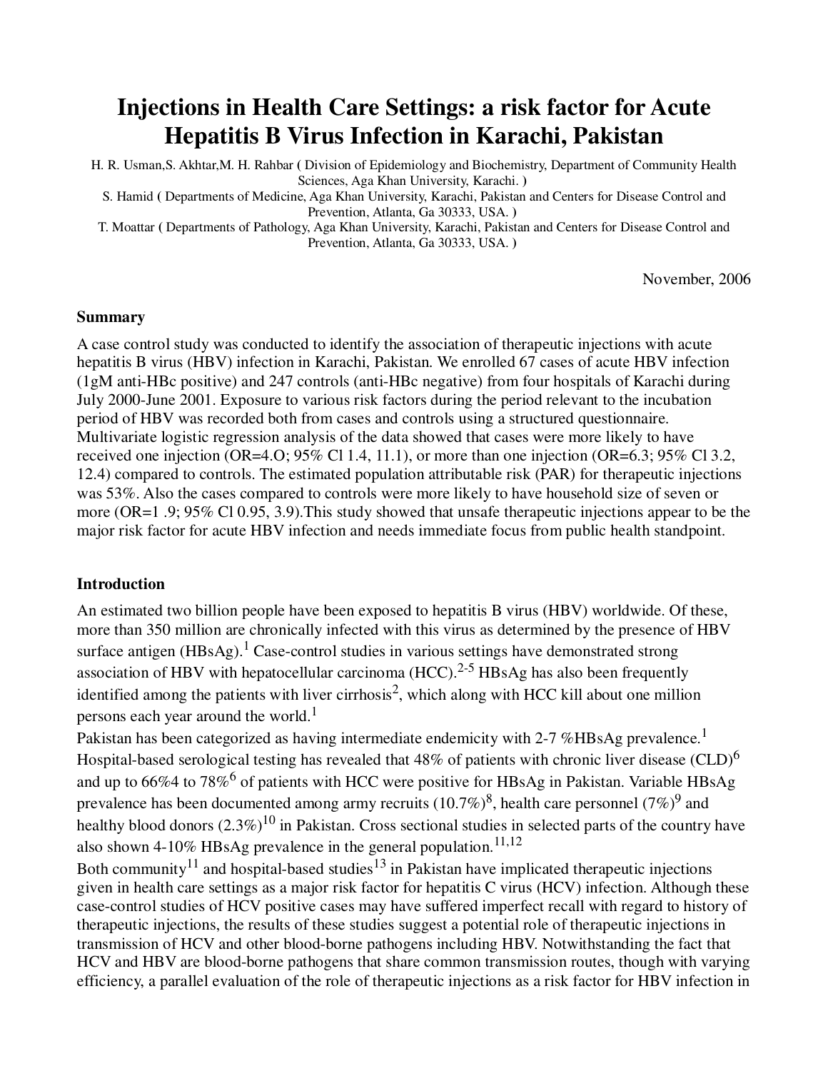# Injections in Health Care Settings: a risk factor for Acute Hepatitis B Virus Infection in Karachi, Pakistan

H. R. Usman, S. Akhtar, M. H. Rahbar ( Division of Epidemiology and Biochemistry, Department of Community Health Sciences, Aga Khan University, Karachi. )

S. Hamid ( Departments of Medicine, Aga Khan University, Karachi, Pakistan and Centers for Disease Control and Prevention, Atlanta, Ga 30333, USA. )

T. Moattar ( Departments of Pathology, Aga Khan University, Karachi, Pakistan and Centers for Disease Control and Prevention, Atlanta, Ga 30333, USA. )

November, 2006

### Summary

A case control study was conducted to identify the association of therapeutic injections with acute hepatitis B virus (HBV) infection in Karachi, Pakistan. We enrolled 67 cases of acute HBV infection (1gM anti-HBc positive) and 247 controls (anti-HBc negative) from four hospitals of Karachi during July 2000-June 2001. Exposure to various risk factors during the period relevant to the incubation period of HBV was recorded both from cases and controls using a structured questionnaire. Multivariate logistic regression analysis of the data showed that cases were more likely to have received one injection (OR=4.O; 95% Cl 1.4, 11.1), or more than one injection (OR=6.3; 95% Cl 3.2, 12.4) compared to controls. The estimated population attributable risk (PAR) for therapeutic injections was 53%. Also the cases compared to controls were more likely to have household size of seven or more (OR=1 .9; 95% Cl 0.95, 3.9).This study showed that unsafe therapeutic injections appear to be the major risk factor for acute HBV infection and needs immediate focus from public health standpoint.

### Introduction

An estimated two billion people have been exposed to hepatitis B virus (HBV) worldwide. Of these, more than 350 million are chronically infected with this virus as determined by the presence of HBV surface antigen (HBsAg).[1] Case-control studies in various settings have demonstrated strong association of HBV with hepatocellular carcinoma (HCC).[2-5] HBsAg has also been frequently identified among the patients with liver cirrhosis[2], which along with HCC kill about one million persons each year around the world.[1]

Pakistan has been categorized as having intermediate endemicity with 2-7 %HBsAg prevalence.[1] Hospital-based serological testing has revealed that 48% of patients with chronic liver disease (CLD)[6] and up to 66%4 to 78%[6] of patients with HCC were positive for HBsAg in Pakistan. Variable HBsAg prevalence has been documented among army recruits (10.7%)[8], health care personnel (7%)[9] and healthy blood donors (2.3%)[10] in Pakistan. Cross sectional studies in selected parts of the country have also shown 4-10% HBsAg prevalence in the general population.[11,12]

Both community[11] and hospital-based studies[13] in Pakistan have implicated therapeutic injections given in health care settings as a major risk factor for hepatitis C virus (HCV) infection. Although these case-control studies of HCV positive cases may have suffered imperfect recall with regard to history of therapeutic injections, the results of these studies suggest a potential role of therapeutic injections in transmission of HCV and other blood-borne pathogens including HBV. Notwithstanding the fact that HCV and HBV are blood-borne pathogens that share common transmission routes, though with varying efficiency, a parallel evaluation of the role of therapeutic injections as a risk factor for HBV infection in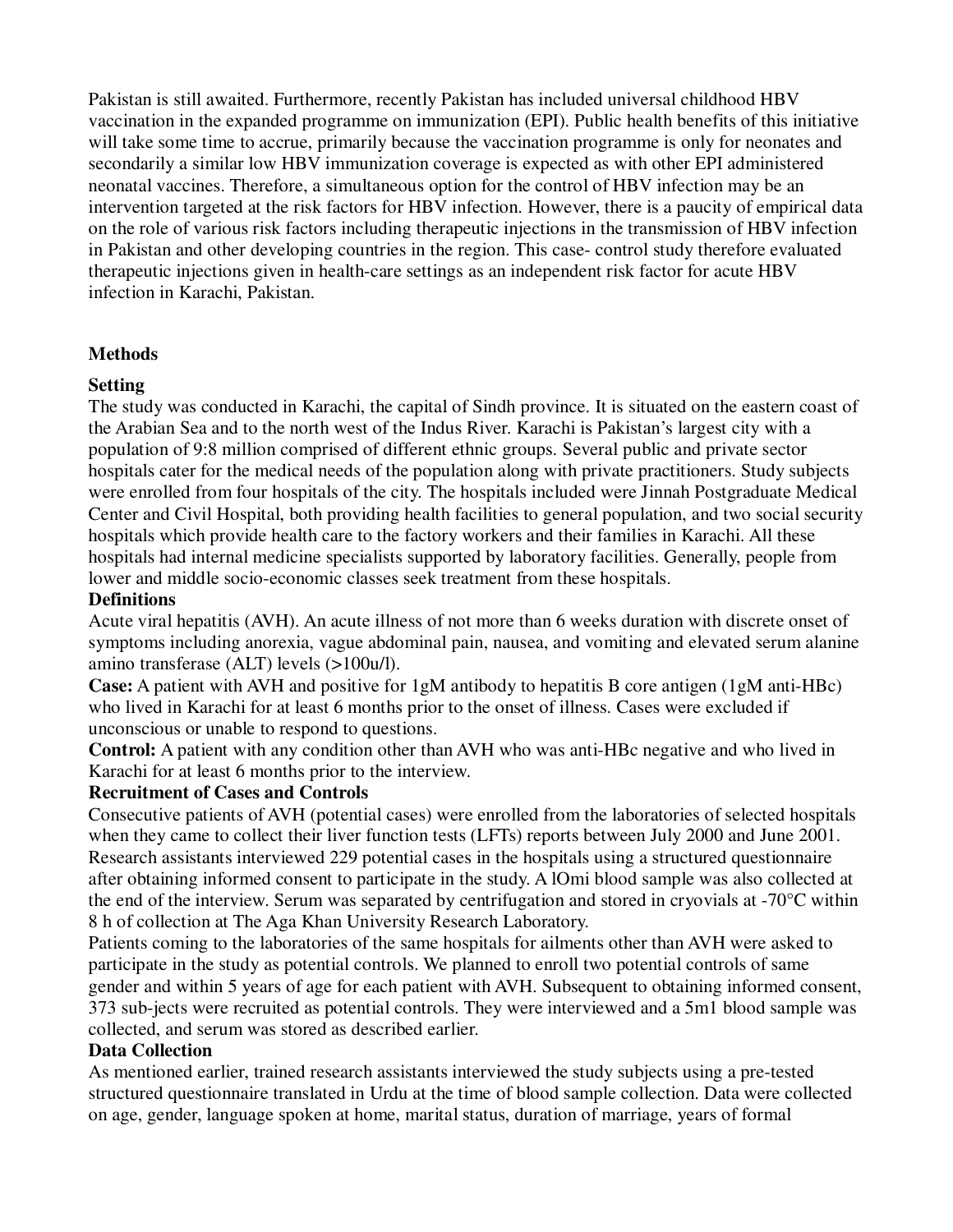Pakistan is still awaited. Furthermore, recently Pakistan has included universal childhood HBV vaccination in the expanded programme on immunization (EPI). Public health benefits of this initiative will take some time to accrue, primarily because the vaccination programme is only for neonates and secondarily a similar low HBV immunization coverage is expected as with other EPI administered neonatal vaccines. Therefore, a simultaneous option for the control of HBV infection may be an intervention targeted at the risk factors for HBV infection. However, there is a paucity of empirical data on the role of various risk factors including therapeutic injections in the transmission of HBV infection in Pakistan and other developing countries in the region. This case- control study therefore evaluated therapeutic injections given in health-care settings as an independent risk factor for acute HBV infection in Karachi, Pakistan.

## Methods

### Setting

The study was conducted in Karachi, the capital of Sindh province. It is situated on the eastern coast of the Arabian Sea and to the north west of the Indus River. Karachi is Pakistan's largest city with a population of 9:8 million comprised of different ethnic groups. Several public and private sector hospitals cater for the medical needs of the population along with private practitioners. Study subjects were enrolled from four hospitals of the city. The hospitals included were Jinnah Postgraduate Medical Center and Civil Hospital, both providing health facilities to general population, and two social security hospitals which provide health care to the factory workers and their families in Karachi. All these hospitals had internal medicine specialists supported by laboratory facilities. Generally, people from lower and middle socio-economic classes seek treatment from these hospitals.

### Definitions

Acute viral hepatitis (AVH). An acute illness of not more than 6 weeks duration with discrete onset of symptoms including anorexia, vague abdominal pain, nausea, and vomiting and elevated serum alanine amino transferase (ALT) levels (>100u/l).

**Case:** A patient with AVH and positive for 1gM antibody to hepatitis B core antigen (1gM anti-HBc) who lived in Karachi for at least 6 months prior to the onset of illness. Cases were excluded if unconscious or unable to respond to questions.

**Control:** A patient with any condition other than AVH who was anti-HBc negative and who lived in Karachi for at least 6 months prior to the interview.

### Recruitment of Cases and Controls

Consecutive patients of AVH (potential cases) were enrolled from the laboratories of selected hospitals when they came to collect their liver function tests (LFTs) reports between July 2000 and June 2001. Research assistants interviewed 229 potential cases in the hospitals using a structured questionnaire after obtaining informed consent to participate in the study. A lOmi blood sample was also collected at the end of the interview. Serum was separated by centrifugation and stored in cryovials at -70°C within 8 h of collection at The Aga Khan University Research Laboratory.

Patients coming to the laboratories of the same hospitals for ailments other than AVH were asked to participate in the study as potential controls. We planned to enroll two potential controls of same gender and within 5 years of age for each patient with AVH. Subsequent to obtaining informed consent, 373 sub-jects were recruited as potential controls. They were interviewed and a 5m1 blood sample was collected, and serum was stored as described earlier.

### Data Collection

As mentioned earlier, trained research assistants interviewed the study subjects using a pre-tested structured questionnaire translated in Urdu at the time of blood sample collection. Data were collected on age, gender, language spoken at home, marital status, duration of marriage, years of formal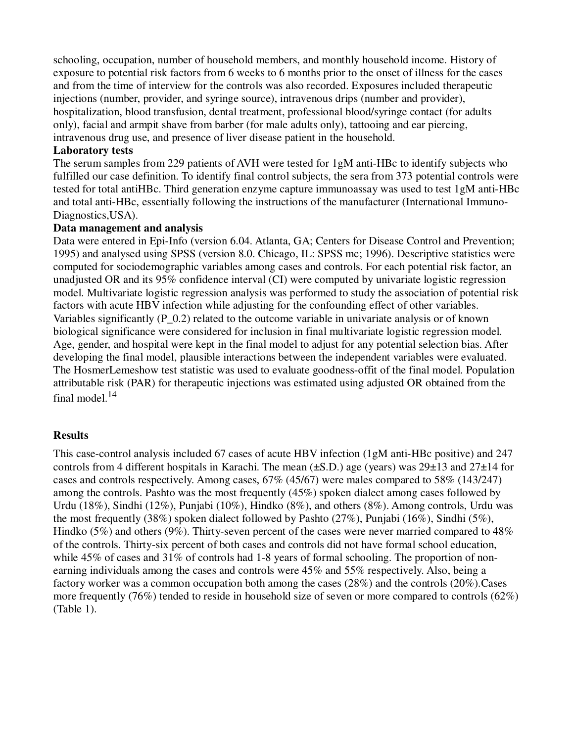schooling, occupation, number of household members, and monthly household income. History of exposure to potential risk factors from 6 weeks to 6 months prior to the onset of illness for the cases and from the time of interview for the controls was also recorded. Exposures included therapeutic injections (number, provider, and syringe source), intravenous drips (number and provider), hospitalization, blood transfusion, dental treatment, professional blood/syringe contact (for adults only), facial and armpit shave from barber (for male adults only), tattooing and ear piercing, intravenous drug use, and presence of liver disease patient in the household.

**Laboratory tests**

The serum samples from 229 patients of AVH were tested for 1gM anti-HBc to identify subjects who fulfilled our case definition. To identify final control subjects, the sera from 373 potential controls were tested for total antiHBc. Third generation enzyme capture immunoassay was used to test 1gM anti-HBc and total anti-HBc, essentially following the instructions of the manufacturer (International Immuno-Diagnostics,USA).

**Data management and analysis**

Data were entered in Epi-Info (version 6.04. Atlanta, GA; Centers for Disease Control and Prevention; 1995) and analysed using SPSS (version 8.0. Chicago, IL: SPSS mc; 1996). Descriptive statistics were computed for sociodemographic variables among cases and controls. For each potential risk factor, an unadjusted OR and its 95% confidence interval (CI) were computed by univariate logistic regression model. Multivariate logistic regression analysis was performed to study the association of potential risk factors with acute HBV infection while adjusting for the confounding effect of other variables. Variables significantly (P_0.2) related to the outcome variable in univariate analysis or of known biological significance were considered for inclusion in final multivariate logistic regression model. Age, gender, and hospital were kept in the final model to adjust for any potential selection bias. After developing the final model, plausible interactions between the independent variables were evaluated. The HosmerLemeshow test statistic was used to evaluate goodness-offit of the final model. Population attributable risk (PAR) for therapeutic injections was estimated using adjusted OR obtained from the final model.[14]

**Results**

This case-control analysis included 67 cases of acute HBV infection (1gM anti-HBc positive) and 247 controls from 4 different hospitals in Karachi. The mean (±S.D.) age (years) was 29±13 and 27±14 for cases and controls respectively. Among cases, 67% (45/67) were males compared to 58% (143/247) among the controls. Pashto was the most frequently (45%) spoken dialect among cases followed by Urdu (18%), Sindhi (12%), Punjabi (10%), Hindko (8%), and others (8%). Among controls, Urdu was the most frequently (38%) spoken dialect followed by Pashto (27%), Punjabi (16%), Sindhi (5%), Hindko (5%) and others (9%). Thirty-seven percent of the cases were never married compared to 48% of the controls. Thirty-six percent of both cases and controls did not have formal school education, while 45% of cases and 31% of controls had 1-8 years of formal schooling. The proportion of non-earning individuals among the cases and controls were 45% and 55% respectively. Also, being a factory worker was a common occupation both among the cases (28%) and the controls (20%).Cases more frequently (76%) tended to reside in household size of seven or more compared to controls (62%) (Table 1).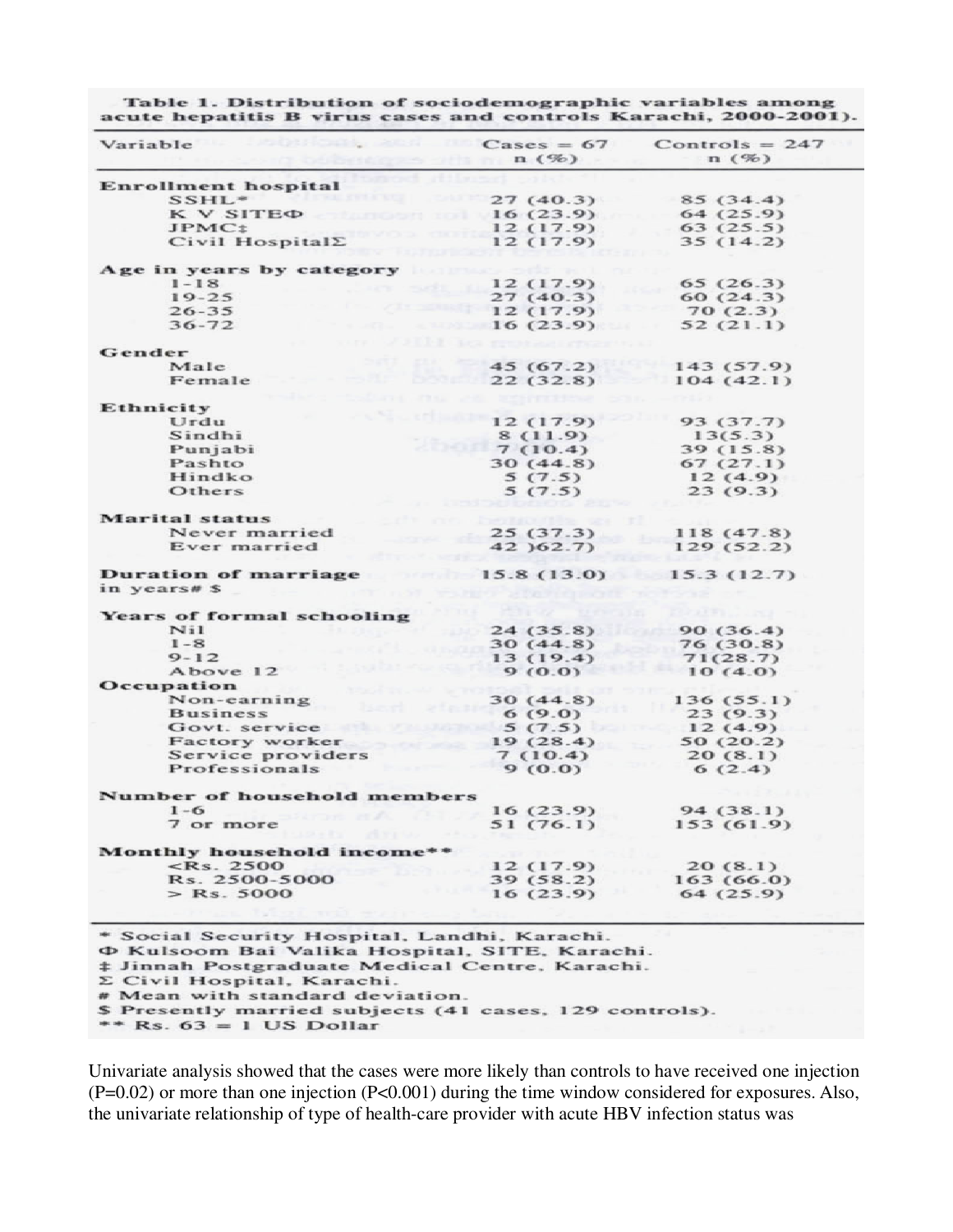**Table 1. Distribution of sociodemographic variables among acute hepatitis B virus cases and controls Karachi, 2000-2001).**

| Variable | Cases = 67 n (%) | Controls = 247 n (%) |
|---|---|---|
| **Enrollment hospital** | | |
| SSHL* | 27 (40.3) | 85 (34.4) |
| K V SITEΦ | 16 (23.9) | 64 (25.9) |
| JPMC‡ | 12 (17.9) | 63 (25.5) |
| Civil HospitalΣ | 12 (17.9) | 35 (14.2) |
| **Age in years by category** | | |
| 1-18 | 12 (17.9) | 65 (26.3) |
| 19-25 | 27 (40.3) | 60 (24.3) |
| 26-35 | 12 (17.9) | 70 (2.3) |
| 36-72 | 16 (23.9) | 52 (21.1) |
| **Gender** | | |
| Male | 45 (67.2) | 143 (57.9) |
| Female | 22 (32.8) | 104 (42.1) |
| **Ethnicity** | | |
| Urdu | 12 (17.9) | 93 (37.7) |
| Sindhi | 8 (11.9) | 13(5.3) |
| Punjabi | 7 (10.4) | 39 (15.8) |
| Pashto | 30 (44.8) | 67 (27.1) |
| Hindko | 5 (7.5) | 12 (4.9) |
| Others | 5 (7.5) | 23 (9.3) |
| **Marital status** | | |
| Never married | 25 (37.3) | 118 (47.8) |
| Ever married | 42 )62.7) | 129 (52.2) |
| **Duration of marriage in years# $** | 15.8 (13.0) | 15.3 (12.7) |
| **Years of formal schooling** | | |
| Nil | 24 (35.8) | 90 (36.4) |
| 1-8 | 30 (44.8) | 76 (30.8) |
| 9-12 | 13 (19.4) | 71(28.7) |
| Above 12 | 9 (0.0) | 10 (4.0) |
| **Occupation** | | |
| Non-earning | 30 (44.8) | 136 (55.1) |
| Business | 6 (9.0) | 23 (9.3) |
| Govt. service | 5 (7.5) | 12 (4.9) |
| Factory worker | 19 (28.4) | 50 (20.2) |
| Service providers | 7 (10.4) | 20 (8.1) |
| Professionals | 9 (0.0) | 6 (2.4) |
| **Number of household members** | | |
| 1-6 | 16 (23.9) | 94 (38.1) |
| 7 or more | 51 (76.1) | 153 (61.9) |
| **Monthly household income**** | | |
| <Rs. 2500 | 12 (17.9) | 20 (8.1) |
| Rs. 2500-5000 | 39 (58.2) | 163 (66.0) |
| > Rs. 5000 | 16 (23.9) | 64 (25.9) |

\* Social Security Hospital, Landhi, Karachi.
Φ Kulsoom Bai Valika Hospital, SITE, Karachi.
‡ Jinnah Postgraduate Medical Centre, Karachi.
Σ Civil Hospital, Karachi.
\# Mean with standard deviation.
$ Presently married subjects (41 cases, 129 controls).
\** Rs. 63 = 1 US Dollar

Univariate analysis showed that the cases were more likely than controls to have received one injection ($P=0.02$) or more than one injection ($P<0.001$) during the time window considered for exposures. Also, the univariate relationship of type of health-care provider with acute HBV infection status was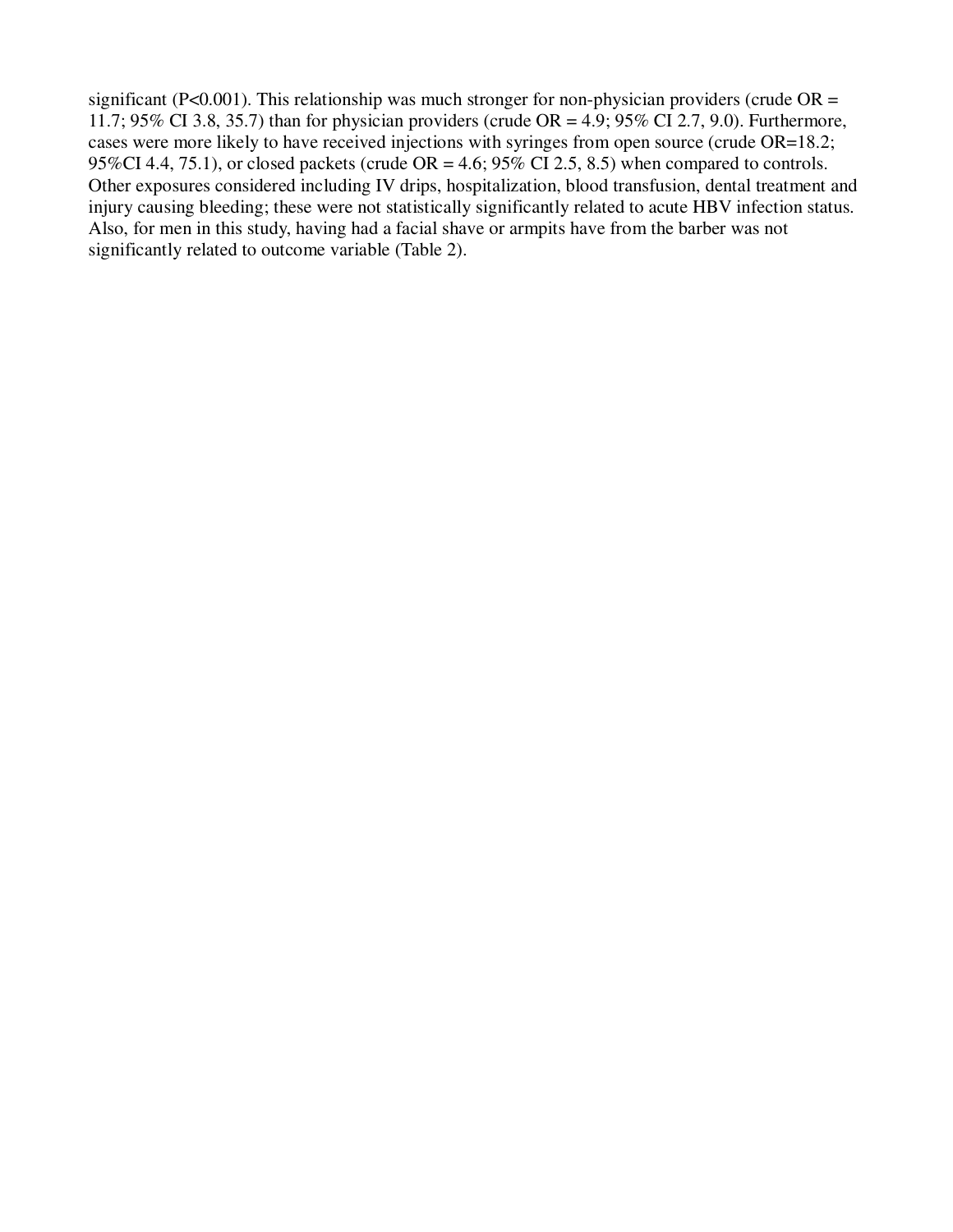significant ($P<0.001$). This relationship was much stronger for non-physician providers (crude OR = 11.7; 95% CI 3.8, 35.7) than for physician providers (crude OR = 4.9; 95% CI 2.7, 9.0). Furthermore, cases were more likely to have received injections with syringes from open source (crude OR=18.2; 95%CI 4.4, 75.1), or closed packets (crude OR = 4.6; 95% CI 2.5, 8.5) when compared to controls. Other exposures considered including IV drips, hospitalization, blood transfusion, dental treatment and injury causing bleeding; these were not statistically significantly related to acute HBV infection status. Also, for men in this study, having had a facial shave or armpits have from the barber was not significantly related to outcome variable (Table 2).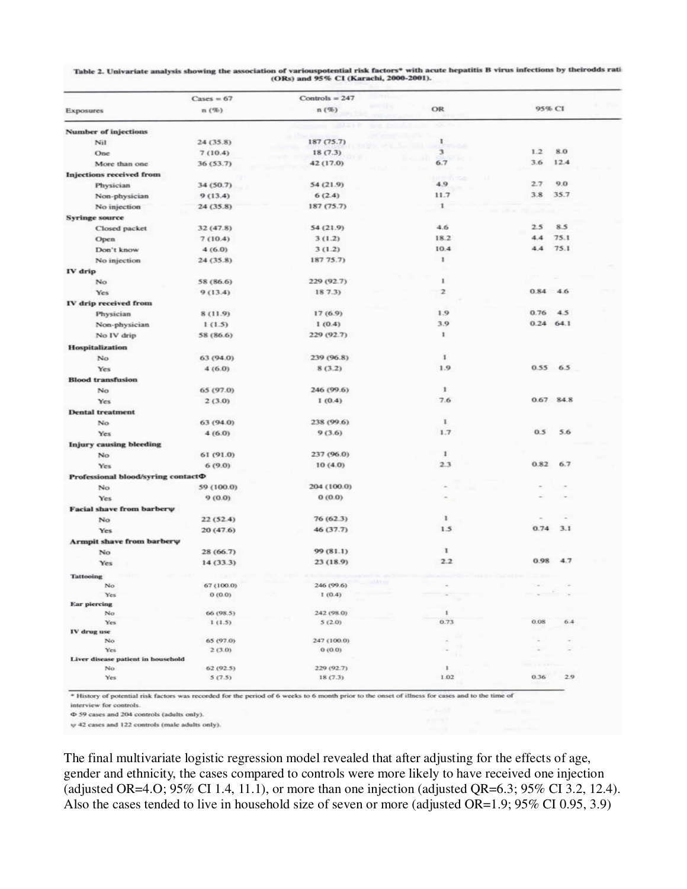Table 2. Univariate analysis showing the association of variouspotential risk factors* with acute hepatitis B virus infections by theirodds rati (ORs) and 95% CI (Karachi, 2000-2001).

| Exposures | Cases = 67 n (%) | Controls = 247 n (%) | OR | 95% CI | |
|---|---|---|---|---|---|
| **Number of injections** | | | | | |
| Nil | 24 (35.8) | 187 (75.7) | 1 | | |
| One | 7 (10.4) | 18 (7.3) | 3 | 1.2 | 8.0 |
| More than one | 36 (53.7) | 42 (17.0) | 6.7 | 3.6 | 12.4 |
| **Injections received from** | | | | | |
| Physician | 34 (50.7) | 54 (21.9) | 4.9 | 2.7 | 9.0 |
| Non-physician | 9 (13.4) | 6 (2.4) | 11.7 | 3.8 | 35.7 |
| No injection | 24 (35.8) | 187 (75.7) | 1 | | |
| **Syringe source** | | | | | |
| Closed packet | 32 (47.8) | 54 (21.9) | 4.6 | 2.5 | 8.5 |
| Open | 7 (10.4) | 3 (1.2) | 18.2 | 4.4 | 75.1 |
| Don't know | 4 (6.0) | 3 (1.2) | 10.4 | 4.4 | 75.1 |
| No injection | 24 (35.8) | 187 75.7) | 1 | | |
| **IV drip** | | | | | |
| No | 58 (86.6) | 229 (92.7) | 1 | | |
| Yes | 9 (13.4) | 18 7.3) | 2 | 0.84 | 4.6 |
| **IV drip received from** | | | | | |
| Physician | 8 (11.9) | 17 (6.9) | 1.9 | 0.76 | 4.5 |
| Non-physician | 1 (1.5) | 1 (0.4) | 3.9 | 0.24 | 64.1 |
| No IV drip | 58 (86.6) | 229 (92.7) | 1 | | |
| **Hospitalization** | | | | | |
| No | 63 (94.0) | 239 (96.8) | 1 | | |
| Yes | 4 (6.0) | 8 (3.2) | 1.9 | 0.55 | 6.5 |
| **Blood transfusion** | | | | | |
| No | 65 (97.0) | 246 (99.6) | 1 | | |
| Yes | 2 (3.0) | 1 (0.4) | 7.6 | 0.67 | 84.8 |
| **Dental treatment** | | | | | |
| No | 63 (94.0) | 238 (99.6) | 1 | | |
| Yes | 4 (6.0) | 9 (3.6) | 1.7 | 0.5 | 5.6 |
| **Injury causing bleeding** | | | | | |
| No | 61 (91.0) | 237 (96.0) | 1 | | |
| Yes | 6 (9.0) | 10 (4.0) | 2.3 | 0.82 | 6.7 |
| **Professional blood/syring contactΦ** | | | | | |
| No | 59 (100.0) | 204 (100.0) | - | - | - |
| Yes | 9 (0.0) | 0 (0.0) | - | - | - |
| **Facial shave from barberψ** | | | | | |
| No | 22 (52.4) | 76 (62.3) | 1 | - | - |
| Yes | 20 (47.6) | 46 (37.7) | 1.5 | 0.74 | 3.1 |
| **Armpit shave from barberψ** | | | | | |
| No | 28 (66.7) | 99 (81.1) | 1 | | |
| Yes | 14 (33.3) | 23 (18.9) | 2.2 | 0.98 | 4.7 |
| **Tattooing** | | | | | |
| No | 67 (100.0) | 246 (99.6) | - | - | - |
| Yes | 0 (0.0) | 1 (0.4) | - | - | - |
| **Ear piercing** | | | | | |
| No | 66 (98.5) | 242 (98.0) | 1 | | |
| Yes | 1 (1.5) | 5 (2.0) | 0.73 | 0.08 | 6.4 |
| **IV drug use** | | | | | |
| No | 65 (97.0) | 247 (100.0) | - | - | - |
| Yes | 2 (3.0) | 0 (0.0) | - | - | - |
| **Liver disease patient in household** | | | | | |
| No | 62 (92.5) | 229 (92.7) | 1 | | |
| Yes | 5 (7.5) | 18 (7.3) | 1.02 | 0.36 | 2.9 |

\* History of potential risk factors was recorded for the period of 6 weeks to 6 month prior to the onset of illness for cases and to the time of interview for controls.

Φ 59 cases and 204 controls (adults only).

ψ 42 cases and 122 controls (male adults only).

The final multivariate logistic regression model revealed that after adjusting for the effects of age, gender and ethnicity, the cases compared to controls were more likely to have received one injection (adjusted OR=4.O; 95% CI 1.4, 11.1), or more than one injection (adjusted QR=6.3; 95% CI 3.2, 12.4). Also the cases tended to live in household size of seven or more (adjusted OR=1.9; 95% CI 0.95, 3.9)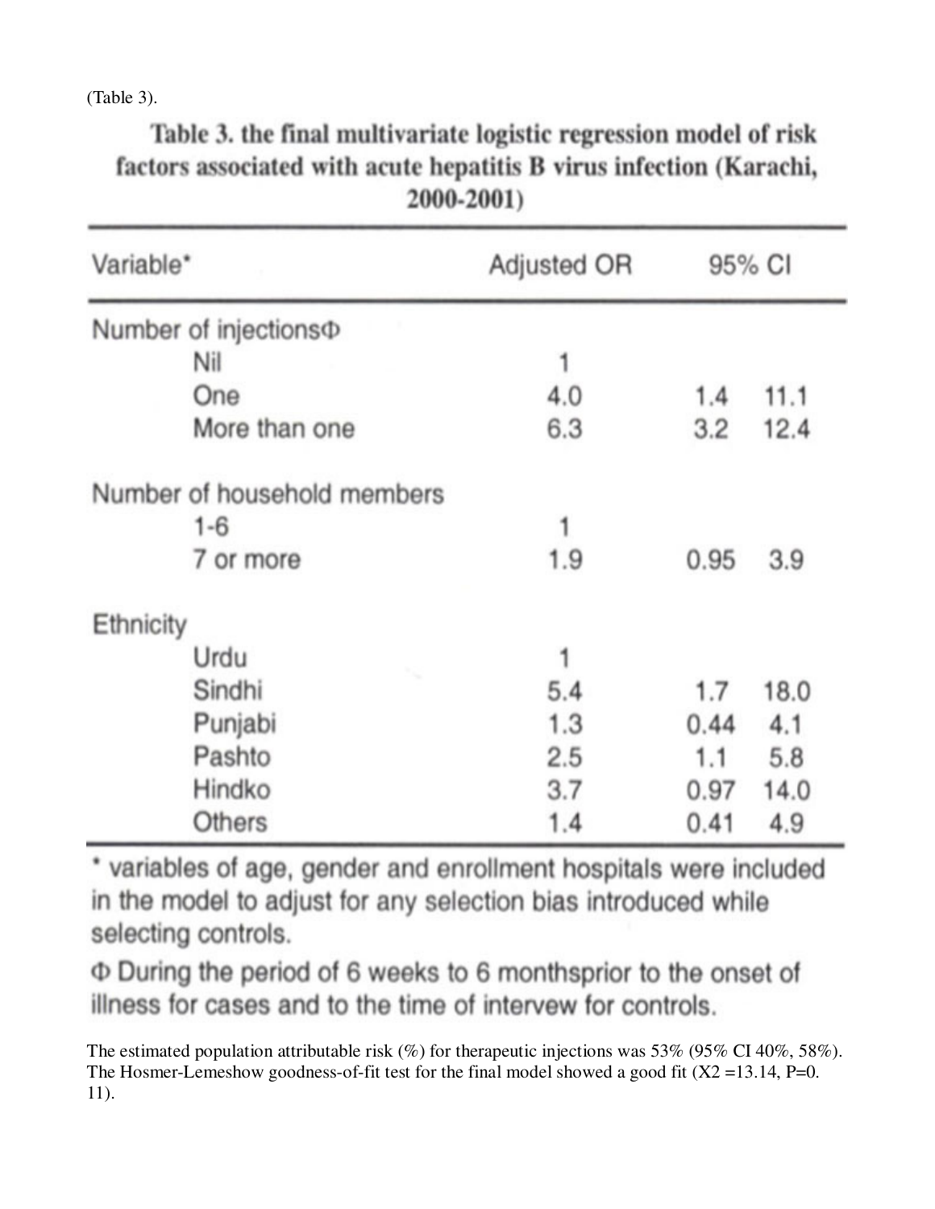(Table 3).

**Table 3. the final multivariate logistic regression model of risk factors associated with acute hepatitis B virus infection (Karachi, 2000-2001)**

| Variable* | Adjusted OR | 95% CI | |
|---|---|---|---|
| Number of injectionsΦ | | | |
| Nil | 1 | | |
| One | 4.0 | 1.4 | 11.1 |
| More than one | 6.3 | 3.2 | 12.4 |
| Number of household members | | | |
| 1-6 | 1 | | |
| 7 or more | 1.9 | 0.95 | 3.9 |
| Ethnicity | | | |
| Urdu | 1 | | |
| Sindhi | 5.4 | 1.7 | 18.0 |
| Punjabi | 1.3 | 0.44 | 4.1 |
| Pashto | 2.5 | 1.1 | 5.8 |
| Hindko | 3.7 | 0.97 | 14.0 |
| Others | 1.4 | 0.41 | 4.9 |

* variables of age, gender and enrollment hospitals were included in the model to adjust for any selection bias introduced while selecting controls.

Φ During the period of 6 weeks to 6 monthsprior to the onset of illness for cases and to the time of intervew for controls.

The estimated population attributable risk (%) for therapeutic injections was 53% (95% CI 40%, 58%). The Hosmer-Lemeshow goodness-of-fit test for the final model showed a good fit ($X2$ =13.14, P=0. 11).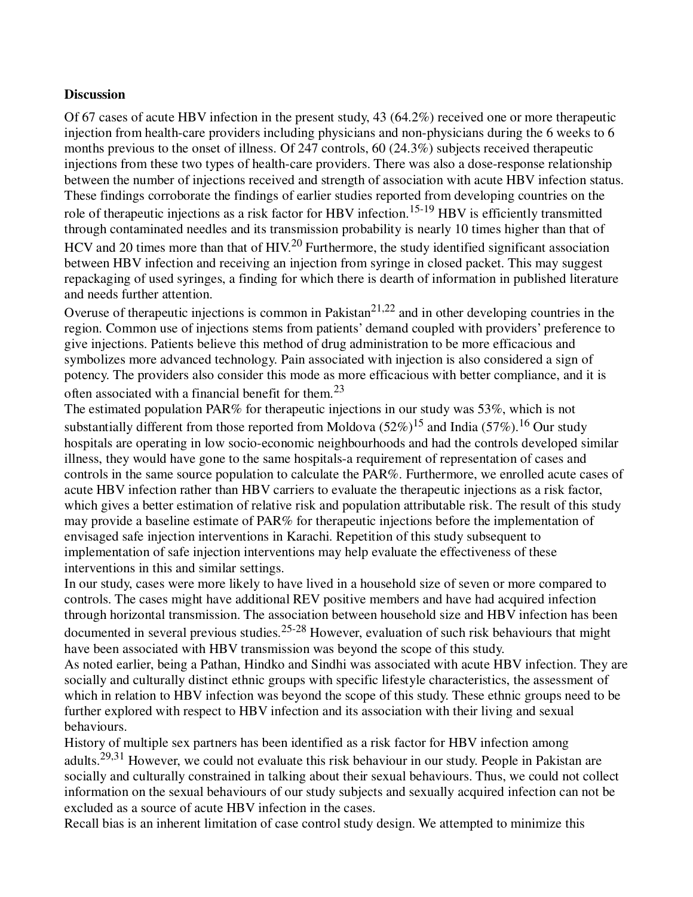**Discussion**

Of 67 cases of acute HBV infection in the present study, 43 (64.2%) received one or more therapeutic injection from health-care providers including physicians and non-physicians during the 6 weeks to 6 months previous to the onset of illness. Of 247 controls, 60 (24.3%) subjects received therapeutic injections from these two types of health-care providers. There was also a dose-response relationship between the number of injections received and strength of association with acute HBV infection status. These findings corroborate the findings of earlier studies reported from developing countries on the role of therapeutic injections as a risk factor for HBV infection.[15-19] HBV is efficiently transmitted through contaminated needles and its transmission probability is nearly 10 times higher than that of HCV and 20 times more than that of HIV.[20] Furthermore, the study identified significant association between HBV infection and receiving an injection from syringe in closed packet. This may suggest repackaging of used syringes, a finding for which there is dearth of information in published literature and needs further attention.

Overuse of therapeutic injections is common in Pakistan[21,22] and in other developing countries in the region. Common use of injections stems from patients' demand coupled with providers' preference to give injections. Patients believe this method of drug administration to be more efficacious and symbolizes more advanced technology. Pain associated with injection is also considered a sign of potency. The providers also consider this mode as more efficacious with better compliance, and it is often associated with a financial benefit for them.[23]

The estimated population PAR% for therapeutic injections in our study was 53%, which is not substantially different from those reported from Moldova (52%)[15] and India (57%).[16] Our study hospitals are operating in low socio-economic neighbourhoods and had the controls developed similar illness, they would have gone to the same hospitals-a requirement of representation of cases and controls in the same source population to calculate the PAR%. Furthermore, we enrolled acute cases of acute HBV infection rather than HBV carriers to evaluate the therapeutic injections as a risk factor, which gives a better estimation of relative risk and population attributable risk. The result of this study may provide a baseline estimate of PAR% for therapeutic injections before the implementation of envisaged safe injection interventions in Karachi. Repetition of this study subsequent to implementation of safe injection interventions may help evaluate the effectiveness of these interventions in this and similar settings.

In our study, cases were more likely to have lived in a household size of seven or more compared to controls. The cases might have additional REV positive members and have had acquired infection through horizontal transmission. The association between household size and HBV infection has been documented in several previous studies.[25-28] However, evaluation of such risk behaviours that might have been associated with HBV transmission was beyond the scope of this study.

As noted earlier, being a Pathan, Hindko and Sindhi was associated with acute HBV infection. They are socially and culturally distinct ethnic groups with specific lifestyle characteristics, the assessment of which in relation to HBV infection was beyond the scope of this study. These ethnic groups need to be further explored with respect to HBV infection and its association with their living and sexual behaviours.

History of multiple sex partners has been identified as a risk factor for HBV infection among adults.[29,31] However, we could not evaluate this risk behaviour in our study. People in Pakistan are socially and culturally constrained in talking about their sexual behaviours. Thus, we could not collect information on the sexual behaviours of our study subjects and sexually acquired infection can not be excluded as a source of acute HBV infection in the cases.

Recall bias is an inherent limitation of case control study design. We attempted to minimize this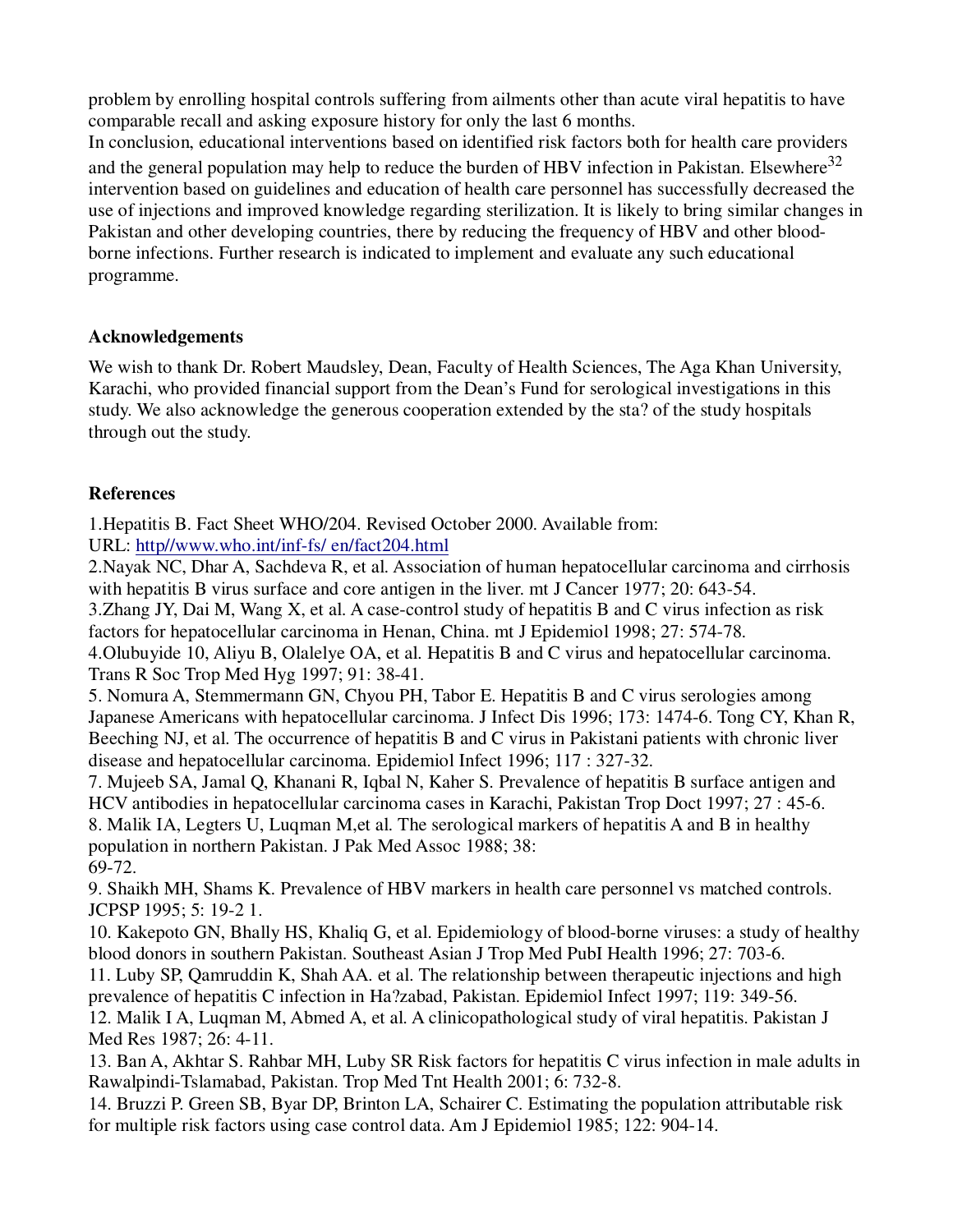problem by enrolling hospital controls suffering from ailments other than acute viral hepatitis to have comparable recall and asking exposure history for only the last 6 months.

In conclusion, educational interventions based on identified risk factors both for health care providers and the general population may help to reduce the burden of HBV infection in Pakistan. Elsewhere[32] intervention based on guidelines and education of health care personnel has successfully decreased the use of injections and improved knowledge regarding sterilization. It is likely to bring similar changes in Pakistan and other developing countries, there by reducing the frequency of HBV and other blood-borne infections. Further research is indicated to implement and evaluate any such educational programme.

**Acknowledgements**

We wish to thank Dr. Robert Maudsley, Dean, Faculty of Health Sciences, The Aga Khan University, Karachi, who provided financial support from the Dean's Fund for serological investigations in this study. We also acknowledge the generous cooperation extended by the sta? of the study hospitals through out the study.

**References**

1.Hepatitis B. Fact Sheet WHO/204. Revised October 2000. Available from: URL: http//www.who.int/inf-fs/ en/fact204.html

2.Nayak NC, Dhar A, Sachdeva R, et al. Association of human hepatocellular carcinoma and cirrhosis with hepatitis B virus surface and core antigen in the liver. mt J Cancer 1977; 20: 643-54.

3.Zhang JY, Dai M, Wang X, et al. A case-control study of hepatitis B and C virus infection as risk factors for hepatocellular carcinoma in Henan, China. mt J Epidemiol 1998; 27: 574-78.

4.Olubuyide 10, Aliyu B, Olalelye OA, et al. Hepatitis B and C virus and hepatocellular carcinoma. Trans R Soc Trop Med Hyg 1997; 91: 38-41.

5. Nomura A, Stemmermann GN, Chyou PH, Tabor E. Hepatitis B and C virus serologies among Japanese Americans with hepatocellular carcinoma. J Infect Dis 1996; 173: 1474-6. Tong CY, Khan R, Beeching NJ, et al. The occurrence of hepatitis B and C virus in Pakistani patients with chronic liver disease and hepatocellular carcinoma. Epidemiol Infect 1996; 117 : 327-32.

7. Mujeeb SA, Jamal Q, Khanani R, Iqbal N, Kaher S. Prevalence of hepatitis B surface antigen and HCV antibodies in hepatocellular carcinoma cases in Karachi, Pakistan Trop Doct 1997; 27 : 45-6.

8. Malik IA, Legters U, Luqman M,et al. The serological markers of hepatitis A and B in healthy population in northern Pakistan. J Pak Med Assoc 1988; 38: 69-72.

9. Shaikh MH, Shams K. Prevalence of HBV markers in health care personnel vs matched controls. JCPSP 1995; 5: 19-2 1.

10. Kakepoto GN, Bhally HS, Khaliq G, et al. Epidemiology of blood-borne viruses: a study of healthy blood donors in southern Pakistan. Southeast Asian J Trop Med PubI Health 1996; 27: 703-6.

11. Luby SP, Qamruddin K, Shah AA. et al. The relationship between therapeutic injections and high prevalence of hepatitis C infection in Ha?zabad, Pakistan. Epidemiol Infect 1997; 119: 349-56.

12. Malik I A, Luqman M, Abmed A, et al. A clinicopathological study of viral hepatitis. Pakistan J Med Res 1987; 26: 4-11.

13. Ban A, Akhtar S. Rahbar MH, Luby SR Risk factors for hepatitis C virus infection in male adults in Rawalpindi-Tslamabad, Pakistan. Trop Med Tnt Health 2001; 6: 732-8.

14. Bruzzi P. Green SB, Byar DP, Brinton LA, Schairer C. Estimating the population attributable risk for multiple risk factors using case control data. Am J Epidemiol 1985; 122: 904-14.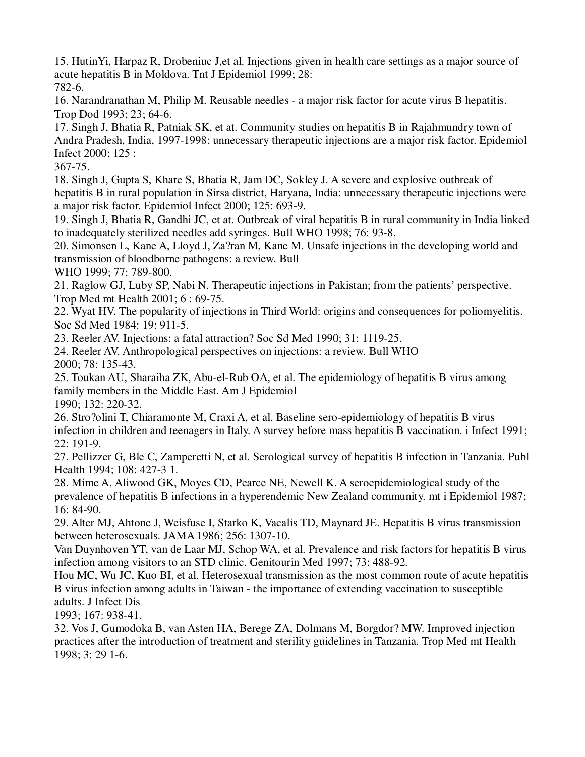15. HutinYi, Harpaz R, Drobeniuc J,et al. Injections given in health care settings as a major source of acute hepatitis B in Moldova. Tnt J Epidemiol 1999; 28:
782-6.

16. Narandranathan M, Philip M. Reusable needles - a major risk factor for acute virus B hepatitis. Trop Dod 1993; 23; 64-6.

17. Singh J, Bhatia R, Patniak SK, et at. Community studies on hepatitis B in Rajahmundry town of Andra Pradesh, India, 1997-1998: unnecessary therapeutic injections are a major risk factor. Epidemiol Infect 2000; 125 :
367-75.

18. Singh J, Gupta S, Khare S, Bhatia R, Jam DC, Sokley J. A severe and explosive outbreak of hepatitis B in rural population in Sirsa district, Haryana, India: unnecessary therapeutic injections were a major risk factor. Epidemiol Infect 2000; 125: 693-9.

19. Singh J, Bhatia R, Gandhi JC, et at. Outbreak of viral hepatitis B in rural community in India linked to inadequately sterilized needles add syringes. Bull WHO 1998; 76: 93-8.

20. Simonsen L, Kane A, Lloyd J, Za?ran M, Kane M. Unsafe injections in the developing world and transmission of bloodborne pathogens: a review. Bull
WHO 1999; 77: 789-800.

21. Raglow GJ, Luby SP, Nabi N. Therapeutic injections in Pakistan; from the patients' perspective. Trop Med mt Health 2001; 6 : 69-75.

22. Wyat HV. The popularity of injections in Third World: origins and consequences for poliomyelitis. Soc Sd Med 1984: 19: 911-5.

23. Reeler AV. Injections: a fatal attraction? Soc Sd Med 1990; 31: 1119-25.

24. Reeler AV. Anthropological perspectives on injections: a review. Bull WHO
2000; 78: 135-43.

25. Toukan AU, Sharaiha ZK, Abu-el-Rub OA, et al. The epidemiology of hepatitis B virus among family members in the Middle East. Am J Epidemiol
1990; 132: 220-32.

26. Stro?olini T, Chiaramonte M, Craxi A, et al. Baseline sero-epidemiology of hepatitis B virus infection in children and teenagers in Italy. A survey before mass hepatitis B vaccination. i Infect 1991; 22: 191-9.

27. Pellizzer G, Ble C, Zamperetti N, et al. Serological survey of hepatitis B infection in Tanzania. Publ Health 1994; 108: 427-3 1.

28. Mime A, Aliwood GK, Moyes CD, Pearce NE, Newell K. A seroepidemiological study of the prevalence of hepatitis B infections in a hyperendemic New Zealand community. mt i Epidemiol 1987; 16: 84-90.

29. Alter MJ, Ahtone J, Weisfuse I, Starko K, Vacalis TD, Maynard JE. Hepatitis B virus transmission between heterosexuals. JAMA 1986; 256: 1307-10.

Van Duynhoven YT, van de Laar MJ, Schop WA, et al. Prevalence and risk factors for hepatitis B virus infection among visitors to an STD clinic. Genitourin Med 1997; 73: 488-92.

Hou MC, Wu JC, Kuo BI, et al. Heterosexual transmission as the most common route of acute hepatitis B virus infection among adults in Taiwan - the importance of extending vaccination to susceptible adults. J Infect Dis
1993; 167: 938-41.

32. Vos J, Gumodoka B, van Asten HA, Berege ZA, Dolmans M, Borgdor? MW. Improved injection practices after the introduction of treatment and sterility guidelines in Tanzania. Trop Med mt Health 1998; 3: 29 1-6.